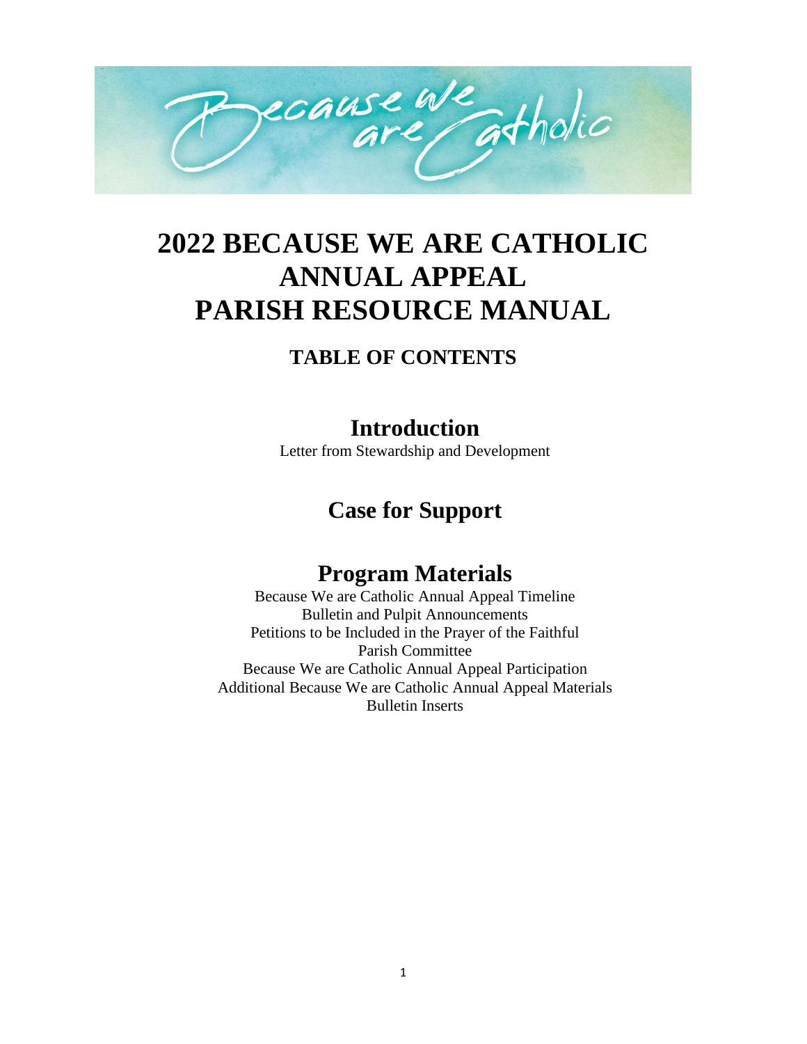# 2022 BECAUSE WE ARE CATHOLIC ANNUAL APPEAL PARISH RESOURCE MANUAL

## TABLE OF CONTENTS

## Introduction

Letter from Stewardship and Development

## Case for Support

## Program Materials

Because We are Catholic Annual Appeal Timeline
Bulletin and Pulpit Announcements
Petitions to be Included in the Prayer of the Faithful
Parish Committee
Because We are Catholic Annual Appeal Participation
Additional Because We are Catholic Annual Appeal Materials
Bulletin Inserts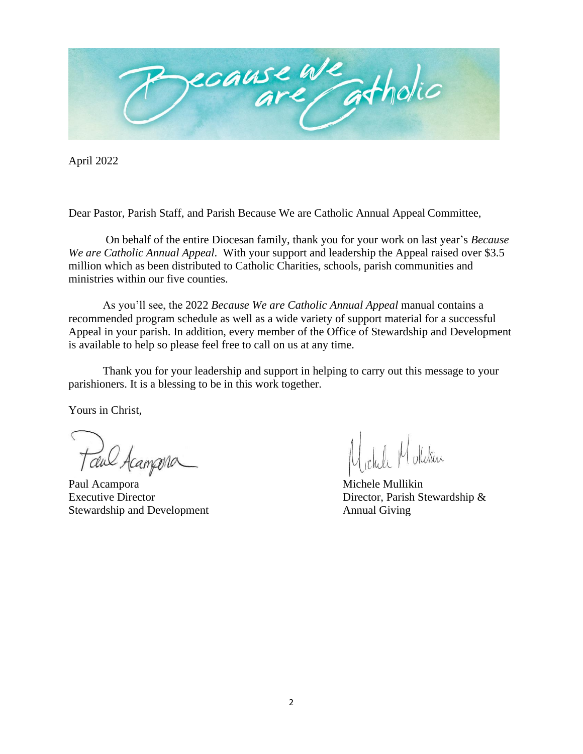# Because we are Catholic

April 2022

Dear Pastor, Parish Staff, and Parish Because We are Catholic Annual Appeal Committee,

On behalf of the entire Diocesan family, thank you for your work on last year's *Because We are Catholic Annual Appeal*. With your support and leadership the Appeal raised over $3.5 million which as been distributed to Catholic Charities, schools, parish communities and ministries within our five counties.

As you'll see, the 2022 *Because We are Catholic Annual Appeal* manual contains a recommended program schedule as well as a wide variety of support material for a successful Appeal in your parish. In addition, every member of the Office of Stewardship and Development is available to help so please feel free to call on us at any time.

Thank you for your leadership and support in helping to carry out this message to your parishioners. It is a blessing to be in this work together.

Yours in Christ,

Paul Acampora
Executive Director
Stewardship and Development

Michele Mullikin
Director, Parish Stewardship &
Annual Giving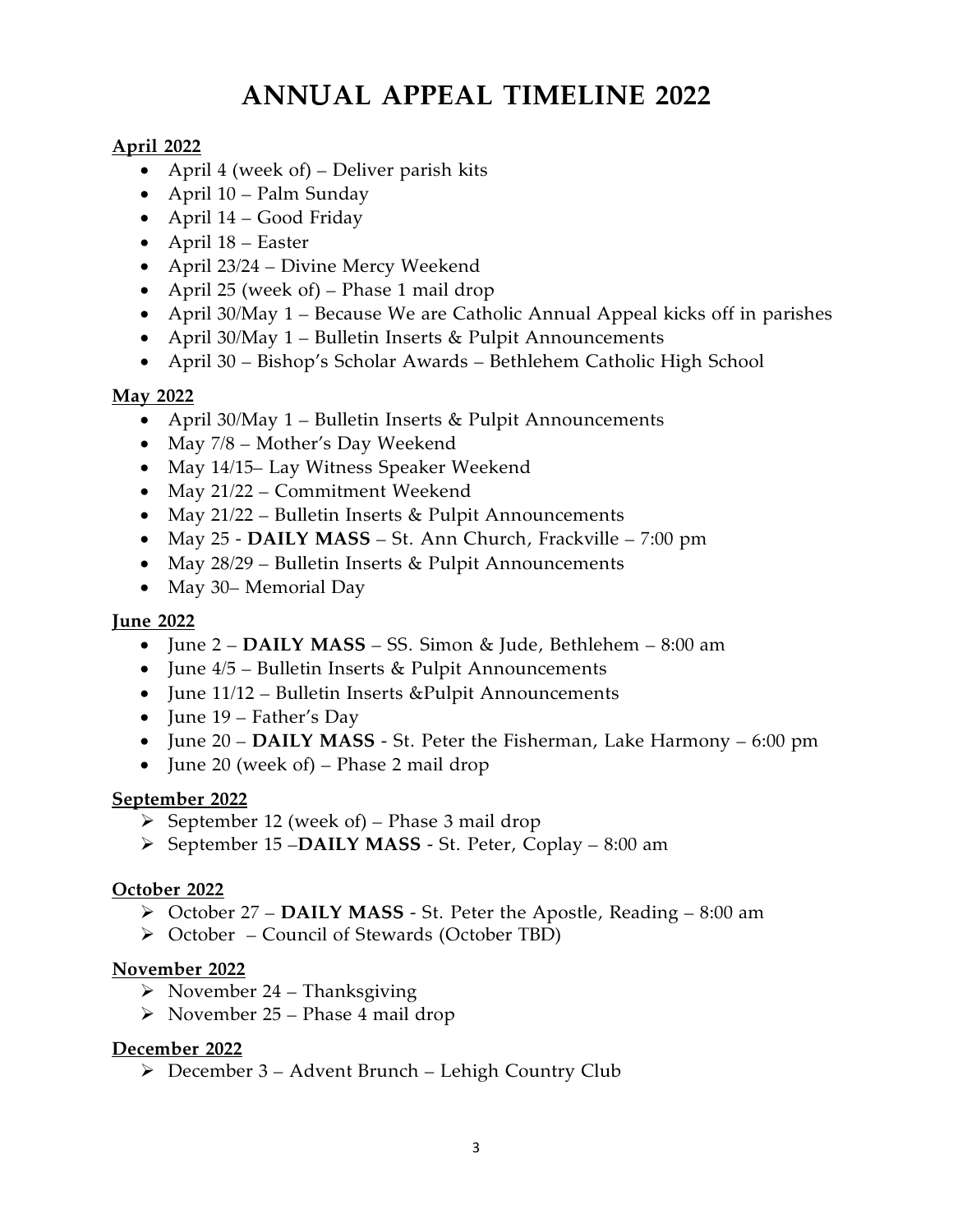# ANNUAL APPEAL TIMELINE 2022

**April 2022**

- April 4 (week of) – Deliver parish kits
- April 10 – Palm Sunday
- April 14 – Good Friday
- April 18 – Easter
- April 23/24 – Divine Mercy Weekend
- April 25 (week of) – Phase 1 mail drop
- April 30/May 1 – Because We are Catholic Annual Appeal kicks off in parishes
- April 30/May 1 – Bulletin Inserts & Pulpit Announcements
- April 30 – Bishop's Scholar Awards – Bethlehem Catholic High School

**May 2022**

- April 30/May 1 – Bulletin Inserts & Pulpit Announcements
- May 7/8 – Mother's Day Weekend
- May 14/15– Lay Witness Speaker Weekend
- May 21/22 – Commitment Weekend
- May 21/22 – Bulletin Inserts & Pulpit Announcements
- May 25 - **DAILY MASS** – St. Ann Church, Frackville – 7:00 pm
- May 28/29 – Bulletin Inserts & Pulpit Announcements
- May 30– Memorial Day

**June 2022**

- June 2 – **DAILY MASS** – SS. Simon & Jude, Bethlehem – 8:00 am
- June 4/5 – Bulletin Inserts & Pulpit Announcements
- June 11/12 – Bulletin Inserts &Pulpit Announcements
- June 19 – Father's Day
- June 20 – **DAILY MASS** - St. Peter the Fisherman, Lake Harmony – 6:00 pm
- June 20 (week of) – Phase 2 mail drop

**September 2022**

- September 12 (week of) – Phase 3 mail drop
- September 15 –**DAILY MASS** - St. Peter, Coplay – 8:00 am

**October 2022**

- October 27 – **DAILY MASS** - St. Peter the Apostle, Reading – 8:00 am
- October – Council of Stewards (October TBD)

**November 2022**

- November 24 – Thanksgiving
- November 25 – Phase 4 mail drop

**December 2022**

- December 3 – Advent Brunch – Lehigh Country Club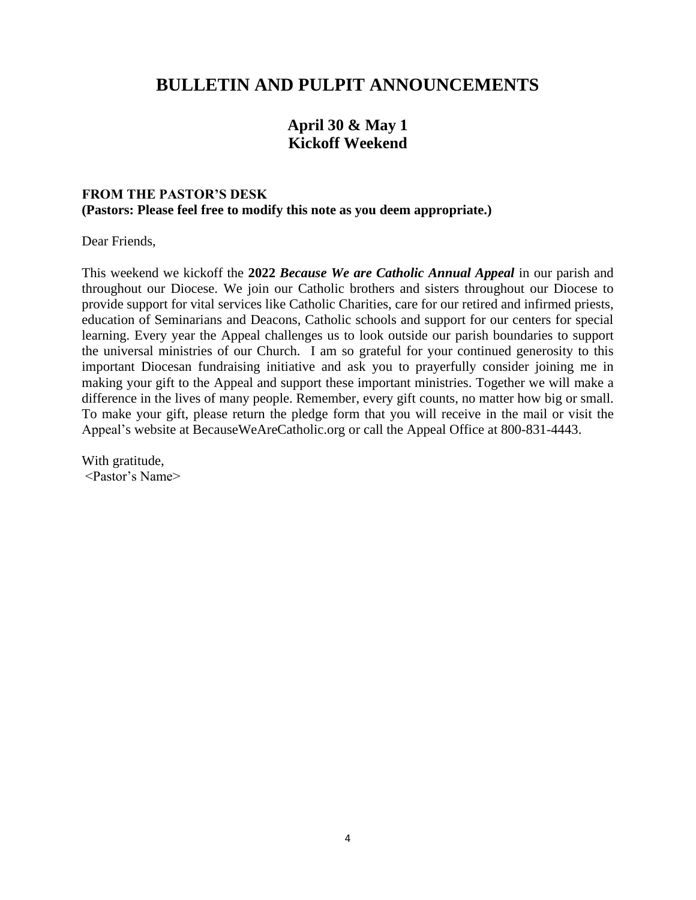# BULLETIN AND PULPIT ANNOUNCEMENTS

## April 30 & May 1
## Kickoff Weekend

**FROM THE PASTOR'S DESK**
**(Pastors: Please feel free to modify this note as you deem appropriate.)**

Dear Friends,

This weekend we kickoff the **2022** ***Because We are Catholic Annual Appeal*** in our parish and throughout our Diocese. We join our Catholic brothers and sisters throughout our Diocese to provide support for vital services like Catholic Charities, care for our retired and infirmed priests, education of Seminarians and Deacons, Catholic schools and support for our centers for special learning. Every year the Appeal challenges us to look outside our parish boundaries to support the universal ministries of our Church. I am so grateful for your continued generosity to this important Diocesan fundraising initiative and ask you to prayerfully consider joining me in making your gift to the Appeal and support these important ministries. Together we will make a difference in the lives of many people. Remember, every gift counts, no matter how big or small. To make your gift, please return the pledge form that you will receive in the mail or visit the Appeal's website at BecauseWeAreCatholic.org or call the Appeal Office at 800-831-4443.

With gratitude,
<Pastor's Name>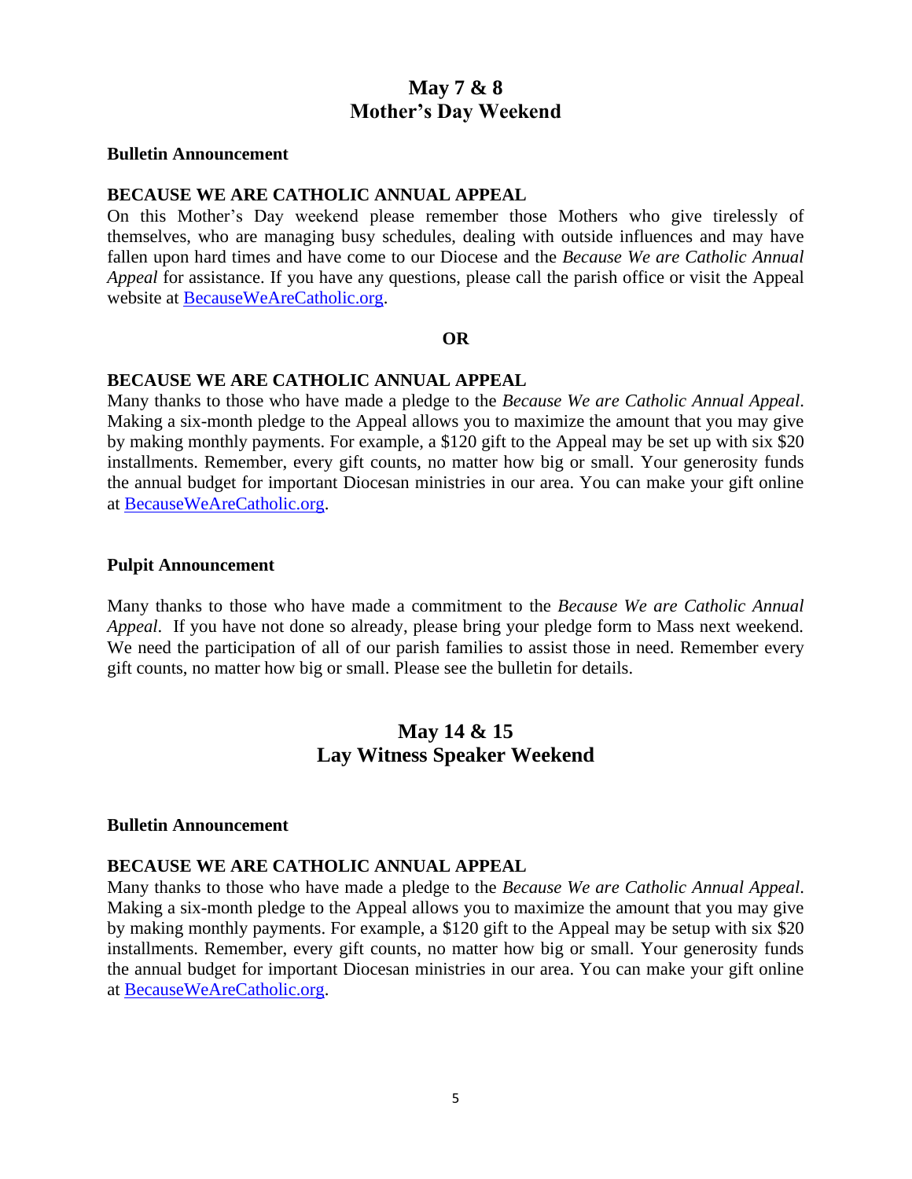## May 7 & 8
## Mother's Day Weekend

**Bulletin Announcement**

**BECAUSE WE ARE CATHOLIC ANNUAL APPEAL**

On this Mother's Day weekend please remember those Mothers who give tirelessly of themselves, who are managing busy schedules, dealing with outside influences and may have fallen upon hard times and have come to our Diocese and the *Because We are Catholic Annual Appeal* for assistance. If you have any questions, please call the parish office or visit the Appeal website at BecauseWeAreCatholic.org.

**OR**

**BECAUSE WE ARE CATHOLIC ANNUAL APPEAL**

Many thanks to those who have made a pledge to the *Because We are Catholic Annual Appeal*. Making a six-month pledge to the Appeal allows you to maximize the amount that you may give by making monthly payments. For example, a $120 gift to the Appeal may be set up with six $20 installments. Remember, every gift counts, no matter how big or small. Your generosity funds the annual budget for important Diocesan ministries in our area. You can make your gift online at BecauseWeAreCatholic.org.

**Pulpit Announcement**

Many thanks to those who have made a commitment to the *Because We are Catholic Annual Appeal*. If you have not done so already, please bring your pledge form to Mass next weekend. We need the participation of all of our parish families to assist those in need. Remember every gift counts, no matter how big or small. Please see the bulletin for details.

## May 14 & 15
## Lay Witness Speaker Weekend

**Bulletin Announcement**

**BECAUSE WE ARE CATHOLIC ANNUAL APPEAL**

Many thanks to those who have made a pledge to the *Because We are Catholic Annual Appeal*. Making a six-month pledge to the Appeal allows you to maximize the amount that you may give by making monthly payments. For example, a $120 gift to the Appeal may be setup with six $20 installments. Remember, every gift counts, no matter how big or small. Your generosity funds the annual budget for important Diocesan ministries in our area. You can make your gift online at BecauseWeAreCatholic.org.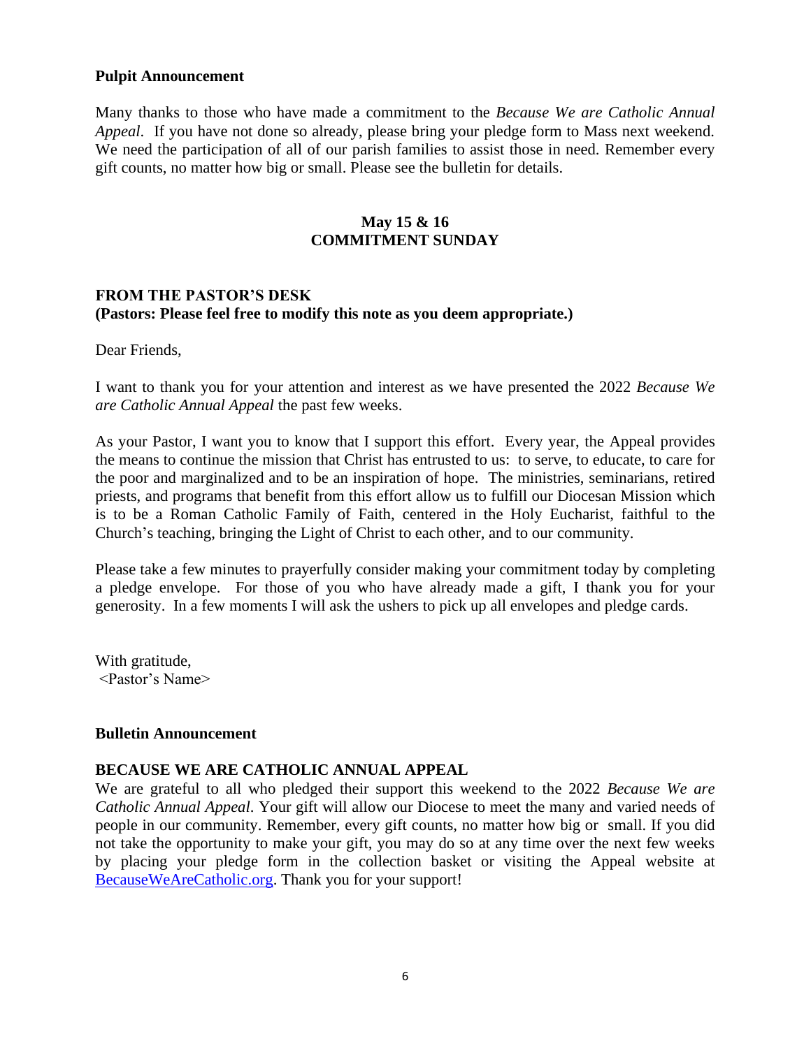**Pulpit Announcement**

Many thanks to those who have made a commitment to the *Because We are Catholic Annual Appeal*. If you have not done so already, please bring your pledge form to Mass next weekend. We need the participation of all of our parish families to assist those in need. Remember every gift counts, no matter how big or small. Please see the bulletin for details.

**May 15 & 16**
**COMMITMENT SUNDAY**

**FROM THE PASTOR'S DESK**
**(Pastors: Please feel free to modify this note as you deem appropriate.)**

Dear Friends,

I want to thank you for your attention and interest as we have presented the 2022 *Because We are Catholic Annual Appeal* the past few weeks.

As your Pastor, I want you to know that I support this effort. Every year, the Appeal provides the means to continue the mission that Christ has entrusted to us: to serve, to educate, to care for the poor and marginalized and to be an inspiration of hope. The ministries, seminarians, retired priests, and programs that benefit from this effort allow us to fulfill our Diocesan Mission which is to be a Roman Catholic Family of Faith, centered in the Holy Eucharist, faithful to the Church's teaching, bringing the Light of Christ to each other, and to our community.

Please take a few minutes to prayerfully consider making your commitment today by completing a pledge envelope. For those of you who have already made a gift, I thank you for your generosity. In a few moments I will ask the ushers to pick up all envelopes and pledge cards.

With gratitude,
<Pastor's Name>

**Bulletin Announcement**

**BECAUSE WE ARE CATHOLIC ANNUAL APPEAL**

We are grateful to all who pledged their support this weekend to the 2022 *Because We are Catholic Annual Appeal*. Your gift will allow our Diocese to meet the many and varied needs of people in our community. Remember, every gift counts, no matter how big or small. If you did not take the opportunity to make your gift, you may do so at any time over the next few weeks by placing your pledge form in the collection basket or visiting the Appeal website at BecauseWeAreCatholic.org. Thank you for your support!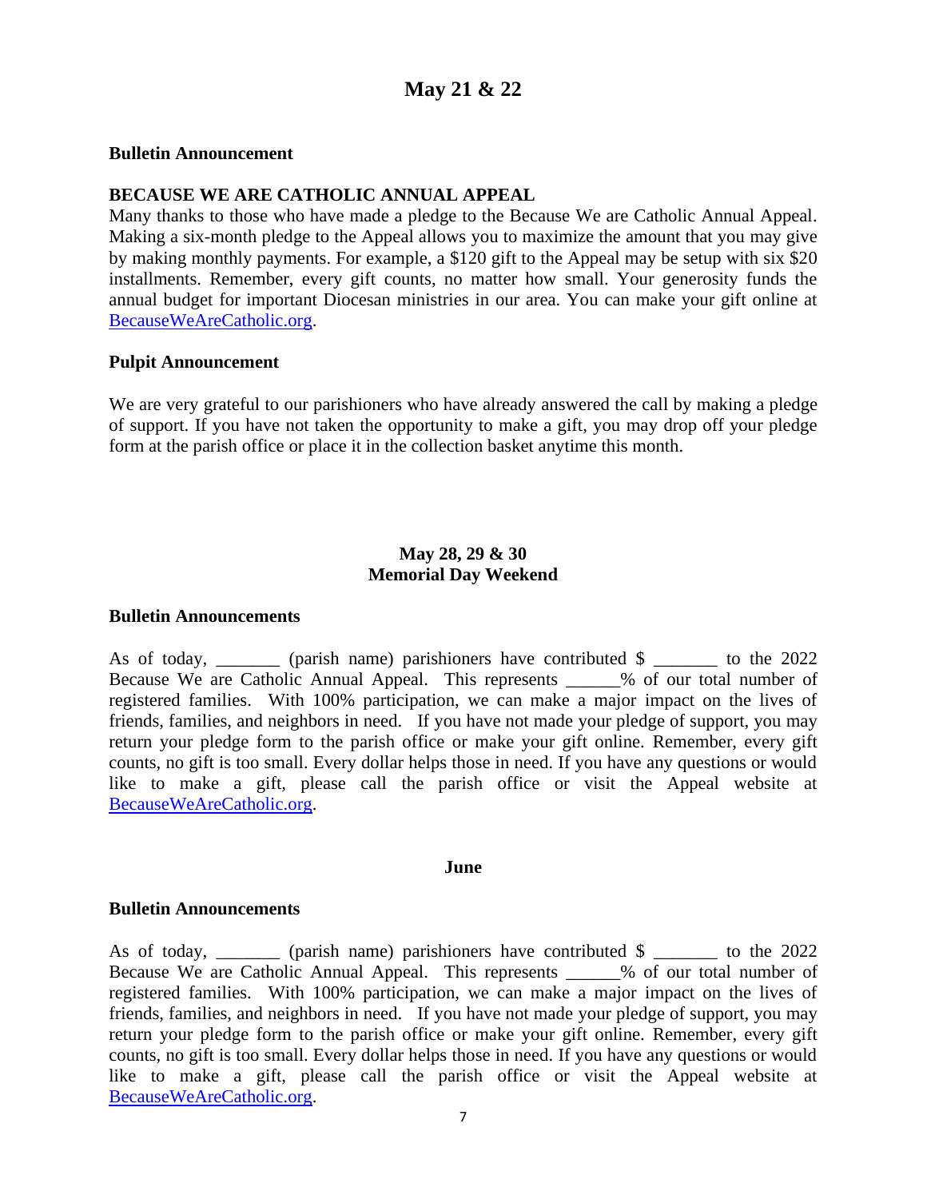## May 21 & 22

**Bulletin Announcement**

**BECAUSE WE ARE CATHOLIC ANNUAL APPEAL**
Many thanks to those who have made a pledge to the Because We are Catholic Annual Appeal. Making a six-month pledge to the Appeal allows you to maximize the amount that you may give by making monthly payments. For example, a $120 gift to the Appeal may be setup with six $20 installments. Remember, every gift counts, no matter how small. Your generosity funds the annual budget for important Diocesan ministries in our area. You can make your gift online at BecauseWeAreCatholic.org.

**Pulpit Announcement**

We are very grateful to our parishioners who have already answered the call by making a pledge of support. If you have not taken the opportunity to make a gift, you may drop off your pledge form at the parish office or place it in the collection basket anytime this month.

### May 28, 29 & 30
### Memorial Day Weekend

**Bulletin Announcements**

As of today, _______ (parish name) parishioners have contributed $ _______ to the 2022 Because We are Catholic Annual Appeal. This represents ______% of our total number of registered families. With 100% participation, we can make a major impact on the lives of friends, families, and neighbors in need. If you have not made your pledge of support, you may return your pledge form to the parish office or make your gift online. Remember, every gift counts, no gift is too small. Every dollar helps those in need. If you have any questions or would like to make a gift, please call the parish office or visit the Appeal website at BecauseWeAreCatholic.org.

### June

**Bulletin Announcements**

As of today, _______ (parish name) parishioners have contributed $ _______ to the 2022 Because We are Catholic Annual Appeal. This represents ______% of our total number of registered families. With 100% participation, we can make a major impact on the lives of friends, families, and neighbors in need. If you have not made your pledge of support, you may return your pledge form to the parish office or make your gift online. Remember, every gift counts, no gift is too small. Every dollar helps those in need. If you have any questions or would like to make a gift, please call the parish office or visit the Appeal website at BecauseWeAreCatholic.org.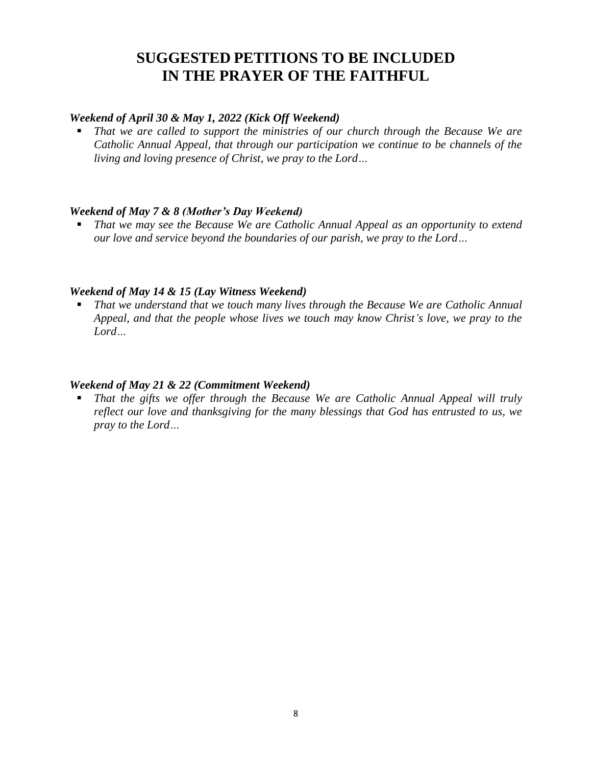# SUGGESTED PETITIONS TO BE INCLUDED IN THE PRAYER OF THE FAITHFUL

***Weekend of April 30 & May 1, 2022 (Kick Off Weekend)***

- *That we are called to support the ministries of our church through the Because We are Catholic Annual Appeal, that through our participation we continue to be channels of the living and loving presence of Christ, we pray to the Lord…*

***Weekend of May 7 & 8 (Mother's Day Weekend)***

- *That we may see the Because We are Catholic Annual Appeal as an opportunity to extend our love and service beyond the boundaries of our parish, we pray to the Lord…*

***Weekend of May 14 & 15 (Lay Witness Weekend)***

- *That we understand that we touch many lives through the Because We are Catholic Annual Appeal, and that the people whose lives we touch may know Christ's love, we pray to the Lord…*

***Weekend of May 21 & 22 (Commitment Weekend)***

- *That the gifts we offer through the Because We are Catholic Annual Appeal will truly reflect our love and thanksgiving for the many blessings that God has entrusted to us, we pray to the Lord…*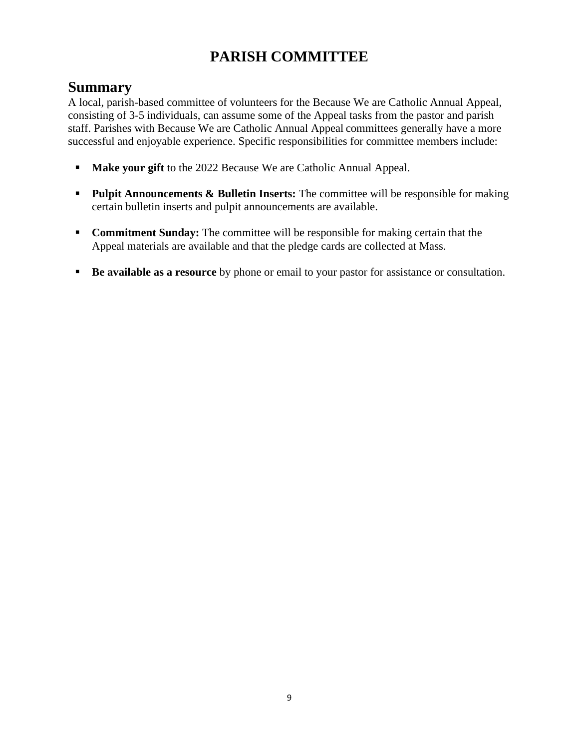# PARISH COMMITTEE

## Summary

A local, parish-based committee of volunteers for the Because We are Catholic Annual Appeal, consisting of 3-5 individuals, can assume some of the Appeal tasks from the pastor and parish staff. Parishes with Because We are Catholic Annual Appeal committees generally have a more successful and enjoyable experience. Specific responsibilities for committee members include:

- **Make your gift** to the 2022 Because We are Catholic Annual Appeal.
- **Pulpit Announcements & Bulletin Inserts:** The committee will be responsible for making certain bulletin inserts and pulpit announcements are available.
- **Commitment Sunday:** The committee will be responsible for making certain that the Appeal materials are available and that the pledge cards are collected at Mass.
- **Be available as a resource** by phone or email to your pastor for assistance or consultation.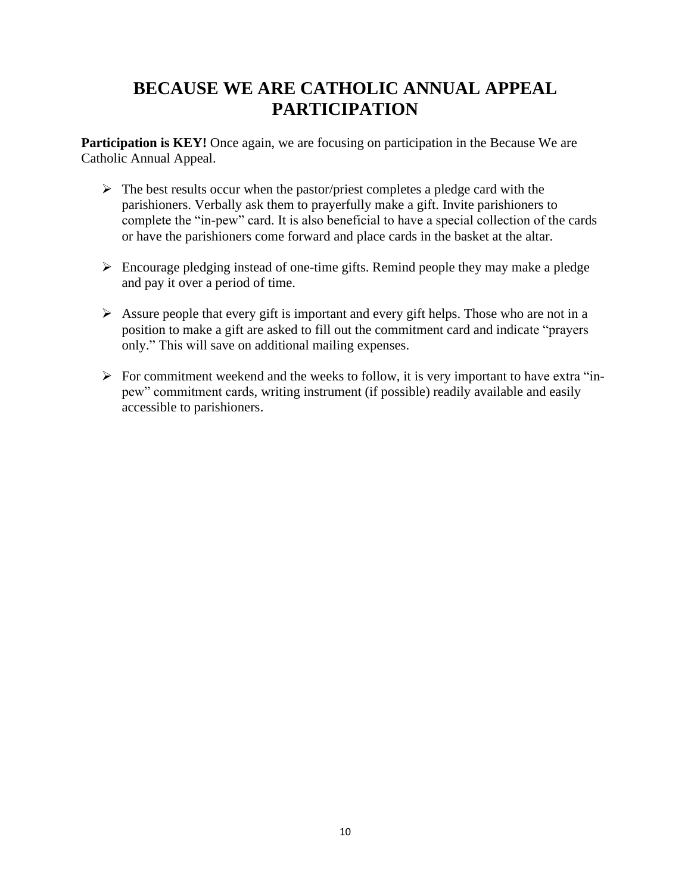# BECAUSE WE ARE CATHOLIC ANNUAL APPEAL PARTICIPATION

**Participation is KEY!** Once again, we are focusing on participation in the Because We are Catholic Annual Appeal.

- The best results occur when the pastor/priest completes a pledge card with the parishioners. Verbally ask them to prayerfully make a gift. Invite parishioners to complete the "in-pew" card. It is also beneficial to have a special collection of the cards or have the parishioners come forward and place cards in the basket at the altar.

- Encourage pledging instead of one-time gifts. Remind people they may make a pledge and pay it over a period of time.

- Assure people that every gift is important and every gift helps. Those who are not in a position to make a gift are asked to fill out the commitment card and indicate "prayers only." This will save on additional mailing expenses.

- For commitment weekend and the weeks to follow, it is very important to have extra "in-pew" commitment cards, writing instrument (if possible) readily available and easily accessible to parishioners.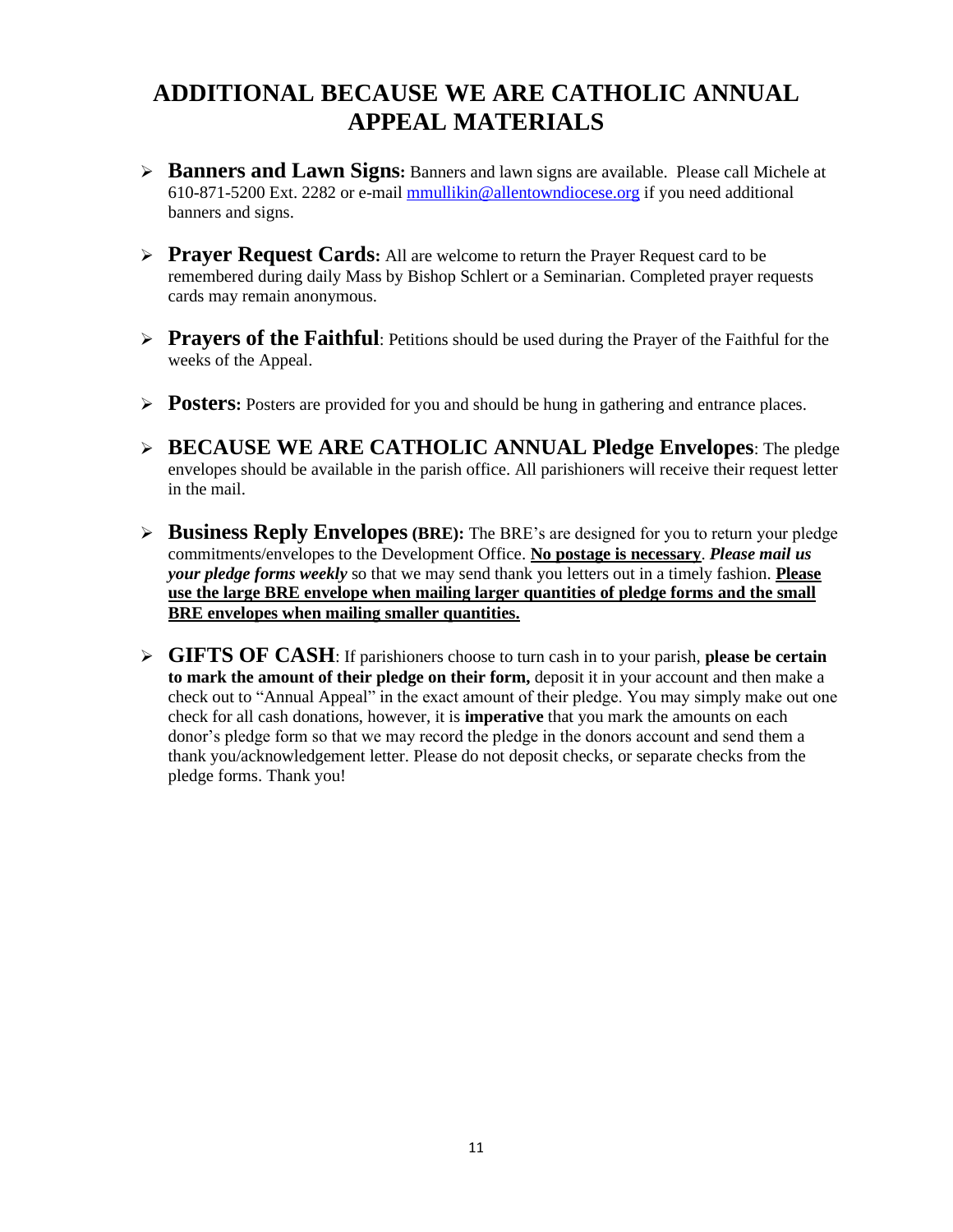# ADDITIONAL BECAUSE WE ARE CATHOLIC ANNUAL APPEAL MATERIALS

- **Banners and Lawn Signs:** Banners and lawn signs are available. Please call Michele at 610-871-5200 Ext. 2282 or e-mail mmullikin@allentowndiocese.org if you need additional banners and signs.

- **Prayer Request Cards:** All are welcome to return the Prayer Request card to be remembered during daily Mass by Bishop Schlert or a Seminarian. Completed prayer requests cards may remain anonymous.

- **Prayers of the Faithful**: Petitions should be used during the Prayer of the Faithful for the weeks of the Appeal.

- **Posters:** Posters are provided for you and should be hung in gathering and entrance places.

- **BECAUSE WE ARE CATHOLIC ANNUAL Pledge Envelopes**: The pledge envelopes should be available in the parish office. All parishioners will receive their request letter in the mail.

- **Business Reply Envelopes (BRE):** The BRE's are designed for you to return your pledge commitments/envelopes to the Development Office. **No postage is necessary**. ***Please mail us your pledge forms weekly*** so that we may send thank you letters out in a timely fashion. **Please use the large BRE envelope when mailing larger quantities of pledge forms and the small BRE envelopes when mailing smaller quantities.**

- **GIFTS OF CASH**: If parishioners choose to turn cash in to your parish, **please be certain to mark the amount of their pledge on their form,** deposit it in your account and then make a check out to "Annual Appeal" in the exact amount of their pledge. You may simply make out one check for all cash donations, however, it is **imperative** that you mark the amounts on each donor's pledge form so that we may record the pledge in the donors account and send them a thank you/acknowledgement letter. Please do not deposit checks, or separate checks from the pledge forms. Thank you!